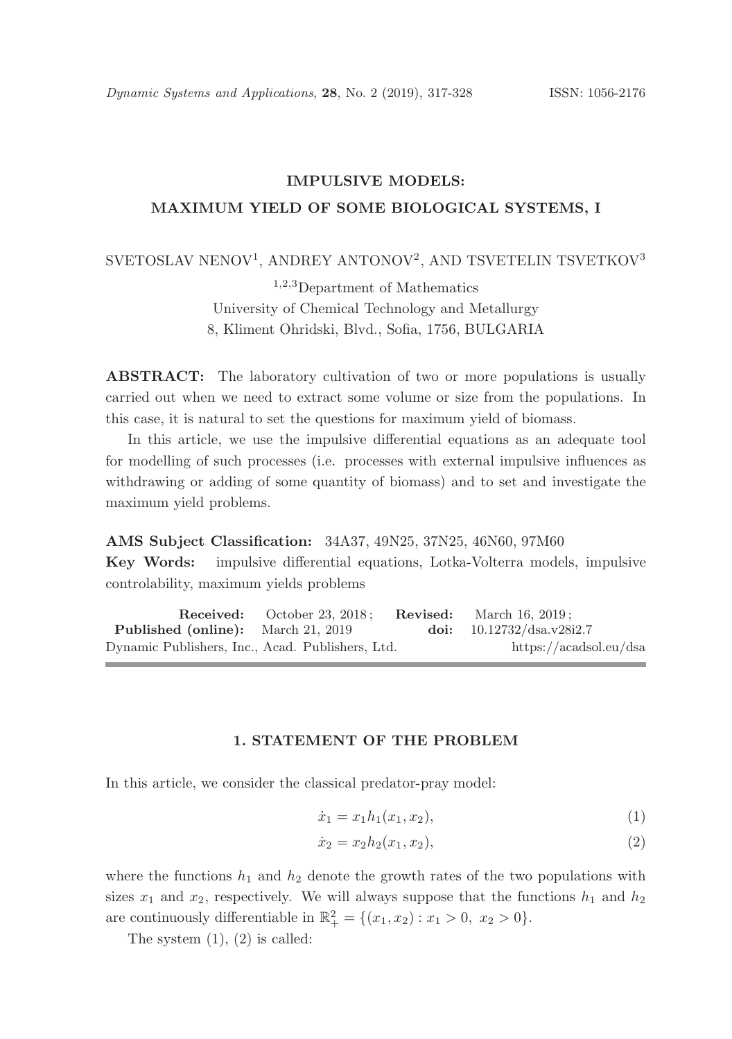# IMPULSIVE MODELS:
# MAXIMUM YIELD OF SOME BIOLOGICAL SYSTEMS, I

SVETOSLAV NENOV[1], ANDREY ANTONOV[2], AND TSVETELIN TSVETKOV[3]

[1,2,3]Department of Mathematics
University of Chemical Technology and Metallurgy
8, Kliment Ohridski, Blvd., Sofia, 1756, BULGARIA

**ABSTRACT:** The laboratory cultivation of two or more populations is usually carried out when we need to extract some volume or size from the populations. In this case, it is natural to set the questions for maximum yield of biomass.

In this article, we use the impulsive differential equations as an adequate tool for modelling of such processes (i.e. processes with external impulsive influences as withdrawing or adding of some quantity of biomass) and to set and investigate the maximum yield problems.

**AMS Subject Classification:** 34A37, 49N25, 37N25, 46N60, 97M60

**Key Words:** impulsive differential equations, Lotka-Volterra models, impulsive controlability, maximum yields problems

**Received:** October 23, 2018; **Revised:** March 16, 2019;
**Published (online):** March 21, 2019 **doi:** 10.12732/dsa.v28i2.7
Dynamic Publishers, Inc., Acad. Publishers, Ltd. https://acadsol.eu/dsa

## 1. STATEMENT OF THE PROBLEM

In this article, we consider the classical predator-pray model:

$$\dot{x}_1 = x_1 h_1(x_1, x_2), \tag{1}$$

$$\dot{x}_2 = x_2 h_2(x_1, x_2), \tag{2}$$

where the functions $h_1$ and $h_2$ denote the growth rates of the two populations with sizes $x_1$ and $x_2$, respectively. We will always suppose that the functions $h_1$ and $h_2$ are continuously differentiable in $\mathbb{R}^2_+ = \{(x_1, x_2) : x_1 > 0,\ x_2 > 0\}$.

The system (1), (2) is called: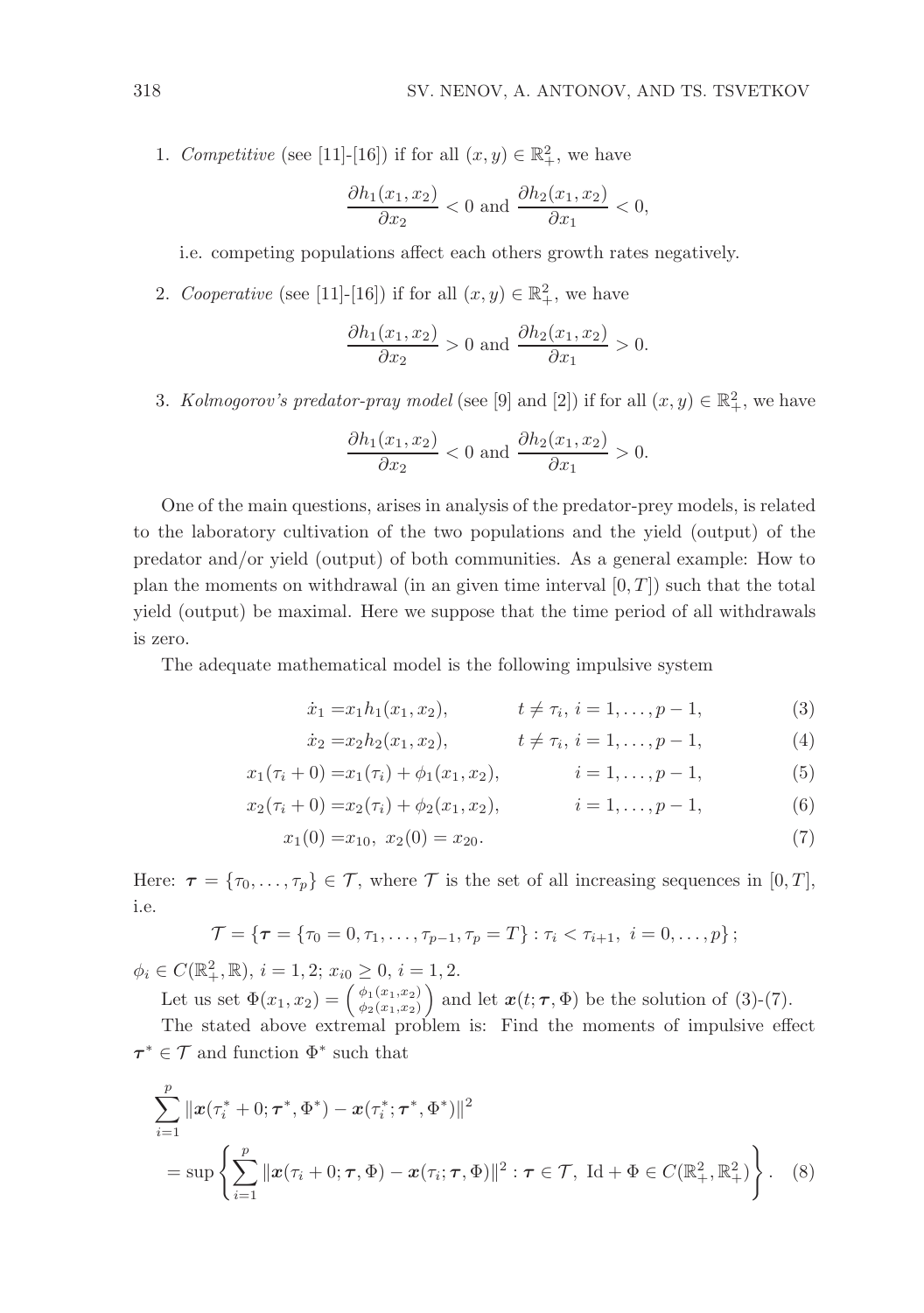1. *Competitive* (see [11]-[16]) if for all $(x, y) \in \mathbb{R}_+^2$, we have

$$\frac{\partial h_1(x_1, x_2)}{\partial x_2} < 0 \text{ and } \frac{\partial h_2(x_1, x_2)}{\partial x_1} < 0,$$

   i.e. competing populations affect each others growth rates negatively.

2. *Cooperative* (see [11]-[16]) if for all $(x, y) \in \mathbb{R}_+^2$, we have

$$\frac{\partial h_1(x_1, x_2)}{\partial x_2} > 0 \text{ and } \frac{\partial h_2(x_1, x_2)}{\partial x_1} > 0.$$

3. *Kolmogorov's predator-pray model* (see [9] and [2]) if for all $(x, y) \in \mathbb{R}_+^2$, we have

$$\frac{\partial h_1(x_1, x_2)}{\partial x_2} < 0 \text{ and } \frac{\partial h_2(x_1, x_2)}{\partial x_1} > 0.$$

One of the main questions, arises in analysis of the predator-prey models, is related to the laboratory cultivation of the two populations and the yield (output) of the predator and/or yield (output) of both communities. As a general example: How to plan the moments on withdrawal (in an given time interval $[0, T]$) such that the total yield (output) be maximal. Here we suppose that the time period of all withdrawals is zero.

The adequate mathematical model is the following impulsive system

$$\dot{x}_1 = x_1 h_1(x_1, x_2), \qquad t \neq \tau_i, \; i = 1, \dots, p-1, \tag{3}$$

$$\dot{x}_2 = x_2 h_2(x_1, x_2), \qquad t \neq \tau_i, \; i = 1, \dots, p-1, \tag{4}$$

$$x_1(\tau_i + 0) = x_1(\tau_i) + \phi_1(x_1, x_2), \qquad i = 1, \dots, p-1, \tag{5}$$

$$x_2(\tau_i + 0) = x_2(\tau_i) + \phi_2(x_1, x_2), \qquad i = 1, \dots, p-1, \tag{6}$$

$$x_1(0) = x_{10}, \; x_2(0) = x_{20}. \tag{7}$$

Here: $\boldsymbol{\tau} = \{\tau_0, \dots, \tau_p\} \in \mathcal{T}$, where $\mathcal{T}$ is the set of all increasing sequences in $[0, T]$, i.e.

$$\mathcal{T} = \{\boldsymbol{\tau} = \{\tau_0 = 0, \tau_1, \dots, \tau_{p-1}, \tau_p = T\} : \tau_i < \tau_{i+1}, \; i = 0, \dots, p\};$$

$\phi_i \in C(\mathbb{R}_+^2, \mathbb{R})$, $i = 1, 2$; $x_{i0} \geq 0$, $i = 1, 2$.

Let us set $\Phi(x_1, x_2) = \begin{pmatrix} \phi_1(x_1, x_2) \\ \phi_2(x_1, x_2) \end{pmatrix}$ and let $\boldsymbol{x}(t; \boldsymbol{\tau}, \Phi)$ be the solution of (3)-(7).

The stated above extremal problem is: Find the moments of impulsive effect $\boldsymbol{\tau}^* \in \mathcal{T}$ and function $\Phi^*$ such that

$$\sum_{i=1}^{p} \|\boldsymbol{x}(\tau_i^* + 0; \boldsymbol{\tau}^*, \Phi^*) - \boldsymbol{x}(\tau_i^*; \boldsymbol{\tau}^*, \Phi^*)\|^2$$
$$= \sup \left\{ \sum_{i=1}^{p} \|\boldsymbol{x}(\tau_i + 0; \boldsymbol{\tau}, \Phi) - \boldsymbol{x}(\tau_i; \boldsymbol{\tau}, \Phi)\|^2 : \boldsymbol{\tau} \in \mathcal{T}, \; \mathrm{Id} + \Phi \in C(\mathbb{R}_+^2, \mathbb{R}_+^2) \right\}. \tag{8}$$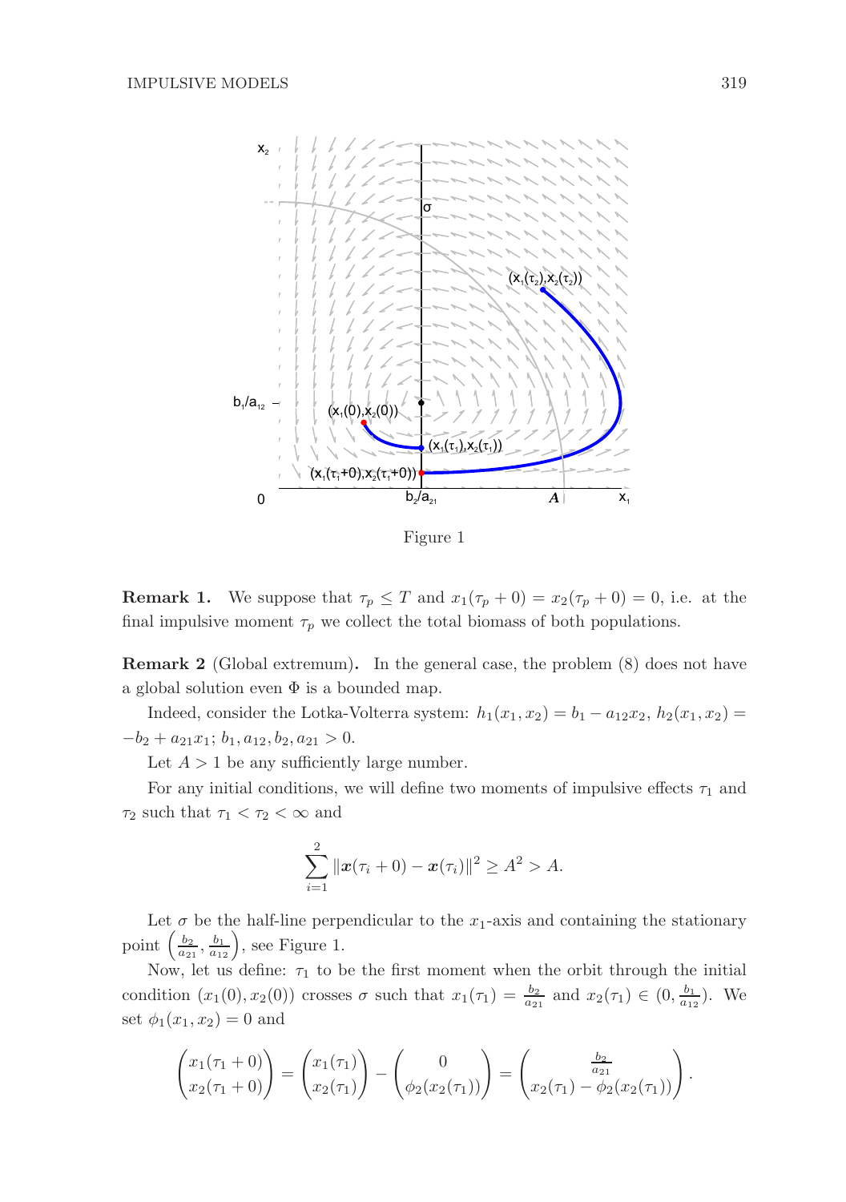Figure 1

**Remark 1.** We suppose that $\tau_p \le T$ and $x_1(\tau_p + 0) = x_2(\tau_p + 0) = 0$, i.e. at the final impulsive moment $\tau_p$ we collect the total biomass of both populations.

**Remark 2** (Global extremum)**.** In the general case, the problem (8) does not have a global solution even $\Phi$ is a bounded map.

Indeed, consider the Lotka-Volterra system: $h_1(x_1, x_2) = b_1 - a_{12}x_2$, $h_2(x_1, x_2) = -b_2 + a_{21}x_1$; $b_1, a_{12}, b_2, a_{21} > 0$.

Let $A > 1$ be any sufficiently large number.

For any initial conditions, we will define two moments of impulsive effects $\tau_1$ and $\tau_2$ such that $\tau_1 < \tau_2 < \infty$ and

$$\sum_{i=1}^{2} \|\boldsymbol{x}(\tau_i + 0) - \boldsymbol{x}(\tau_i)\|^2 \ge A^2 > A.$$

Let $\sigma$ be the half-line perpendicular to the $x_1$-axis and containing the stationary point $\left(\frac{b_2}{a_{21}}, \frac{b_1}{a_{12}}\right)$, see Figure 1.

Now, let us define: $\tau_1$ to be the first moment when the orbit through the initial condition $(x_1(0), x_2(0))$ crosses $\sigma$ such that $x_1(\tau_1) = \frac{b_2}{a_{21}}$ and $x_2(\tau_1) \in (0, \frac{b_1}{a_{12}})$. We set $\phi_1(x_1, x_2) = 0$ and

$$\begin{pmatrix} x_1(\tau_1 + 0) \\ x_2(\tau_1 + 0) \end{pmatrix} = \begin{pmatrix} x_1(\tau_1) \\ x_2(\tau_1) \end{pmatrix} - \begin{pmatrix} 0 \\ \phi_2(x_2(\tau_1)) \end{pmatrix} = \begin{pmatrix} \frac{b_2}{a_{21}} \\ x_2(\tau_1) - \phi_2(x_2(\tau_1)) \end{pmatrix}.$$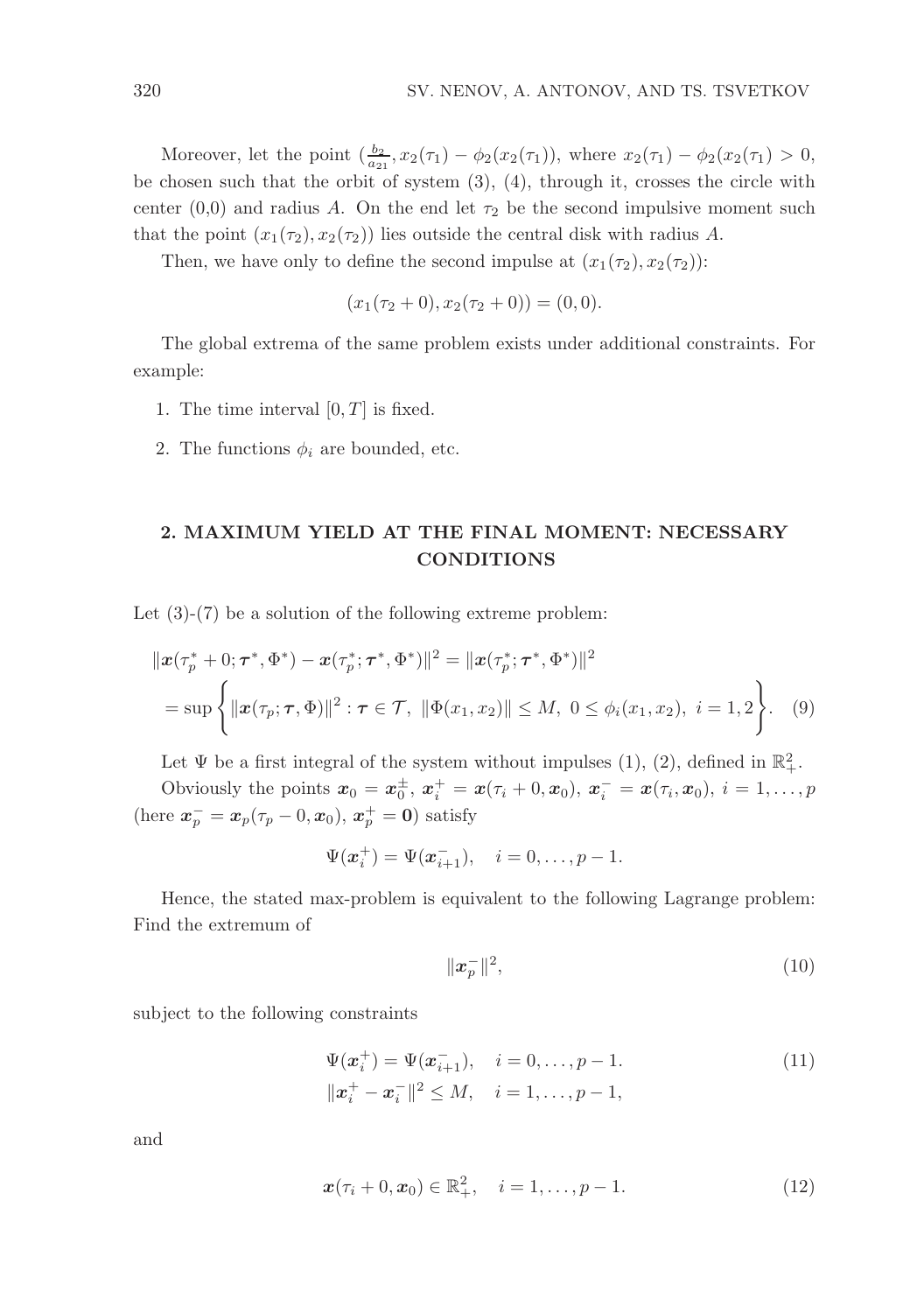Moreover, let the point $(\frac{b_2}{a_{21}}, x_2(\tau_1) - \phi_2(x_2(\tau_1)))$, where $x_2(\tau_1) - \phi_2(x_2(\tau_1) > 0$, be chosen such that the orbit of system (3), (4), through it, crosses the circle with center (0,0) and radius $A$. On the end let $\tau_2$ be the second impulsive moment such that the point $(x_1(\tau_2), x_2(\tau_2))$ lies outside the central disk with radius $A$.

Then, we have only to define the second impulse at $(x_1(\tau_2), x_2(\tau_2))$:

$$(x_1(\tau_2 + 0), x_2(\tau_2 + 0)) = (0, 0).$$

The global extrema of the same problem exists under additional constraints. For example:

1. The time interval $[0, T]$ is fixed.
2. The functions $\phi_i$ are bounded, etc.

## 2. MAXIMUM YIELD AT THE FINAL MOMENT: NECESSARY CONDITIONS

Let (3)-(7) be a solution of the following extreme problem:

$$\|\boldsymbol{x}(\tau_p^* + 0; \boldsymbol{\tau}^*, \Phi^*) - \boldsymbol{x}(\tau_p^*; \boldsymbol{\tau}^*, \Phi^*)\|^2 = \|\boldsymbol{x}(\tau_p^*; \boldsymbol{\tau}^*, \Phi^*)\|^2$$
$$= \sup \left\{ \|\boldsymbol{x}(\tau_p; \boldsymbol{\tau}, \Phi)\|^2 : \boldsymbol{\tau} \in \mathcal{T},\ \|\Phi(x_1, x_2)\| \leq M,\ 0 \leq \phi_i(x_1, x_2),\ i = 1, 2 \right\}. \quad (9)$$

Let $\Psi$ be a first integral of the system without impulses (1), (2), defined in $\mathbb{R}^2_+$.

Obviously the points $\boldsymbol{x}_0 = \boldsymbol{x}_0^{\pm}$, $\boldsymbol{x}_i^+ = \boldsymbol{x}(\tau_i + 0, \boldsymbol{x}_0)$, $\boldsymbol{x}_i^- = \boldsymbol{x}(\tau_i, \boldsymbol{x}_0)$, $i = 1, \ldots, p$ (here $\boldsymbol{x}_p^- = \boldsymbol{x}_p(\tau_p - 0, \boldsymbol{x}_0)$, $\boldsymbol{x}_p^+ = \boldsymbol{0}$) satisfy

$$\Psi(\boldsymbol{x}_i^+) = \Psi(\boldsymbol{x}_{i+1}^-), \quad i = 0, \ldots, p - 1.$$

Hence, the stated max-problem is equivalent to the following Lagrange problem: Find the extremum of

$$\|\boldsymbol{x}_p^-\|^2, \quad (10)$$

subject to the following constraints

$$\Psi(\boldsymbol{x}_i^+) = \Psi(\boldsymbol{x}_{i+1}^-), \quad i = 0, \ldots, p - 1. \quad (11)$$
$$\|\boldsymbol{x}_i^+ - \boldsymbol{x}_i^-\|^2 \leq M, \quad i = 1, \ldots, p - 1,$$

and

$$\boldsymbol{x}(\tau_i + 0, \boldsymbol{x}_0) \in \mathbb{R}^2_+, \quad i = 1, \ldots, p - 1. \quad (12)$$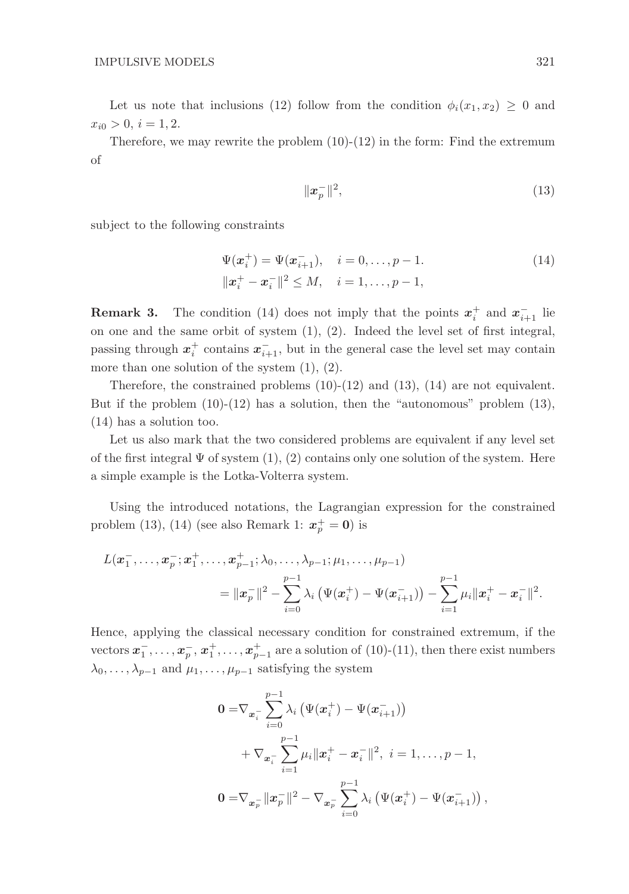Let us note that inclusions (12) follow from the condition $\phi_i(x_1, x_2) \geq 0$ and $x_{i0} > 0$, $i = 1, 2$.

Therefore, we may rewrite the problem (10)-(12) in the form: Find the extremum of

$$\|\boldsymbol{x}_p^-\|^2, \tag{13}$$

subject to the following constraints

$$\begin{aligned} &\Psi(\boldsymbol{x}_i^+) = \Psi(\boldsymbol{x}_{i+1}^-), \quad i = 0, \dots, p-1. \\ &\|\boldsymbol{x}_i^+ - \boldsymbol{x}_i^-\|^2 \leq M, \quad i = 1, \dots, p-1, \end{aligned} \tag{14}$$

**Remark 3.** The condition (14) does not imply that the points $\boldsymbol{x}_i^+$ and $\boldsymbol{x}_{i+1}^-$ lie on one and the same orbit of system (1), (2). Indeed the level set of first integral, passing through $\boldsymbol{x}_i^+$ contains $\boldsymbol{x}_{i+1}^-$, but in the general case the level set may contain more than one solution of the system (1), (2).

Therefore, the constrained problems (10)-(12) and (13), (14) are not equivalent. But if the problem (10)-(12) has a solution, then the "autonomous" problem (13), (14) has a solution too.

Let us also mark that the two considered problems are equivalent if any level set of the first integral $\Psi$ of system (1), (2) contains only one solution of the system. Here a simple example is the Lotka-Volterra system.

Using the introduced notations, the Lagrangian expression for the constrained problem (13), (14) (see also Remark 1: $\boldsymbol{x}_p^+ = \boldsymbol{0}$) is

$$\begin{aligned} L(&\boldsymbol{x}_1^-, \dots, \boldsymbol{x}_p^-; \boldsymbol{x}_1^+, \dots, \boldsymbol{x}_{p-1}^+; \lambda_0, \dots, \lambda_{p-1}; \mu_1, \dots, \mu_{p-1}) \\ &= \|\boldsymbol{x}_p^-\|^2 - \sum_{i=0}^{p-1} \lambda_i \left( \Psi(\boldsymbol{x}_i^+) - \Psi(\boldsymbol{x}_{i+1}^-) \right) - \sum_{i=1}^{p-1} \mu_i \|\boldsymbol{x}_i^+ - \boldsymbol{x}_i^-\|^2. \end{aligned}$$

Hence, applying the classical necessary condition for constrained extremum, if the vectors $\boldsymbol{x}_1^-, \dots, \boldsymbol{x}_p^-$, $\boldsymbol{x}_1^+, \dots, \boldsymbol{x}_{p-1}^+$ are a solution of (10)-(11), then there exist numbers $\lambda_0, \dots, \lambda_{p-1}$ and $\mu_1, \dots, \mu_{p-1}$ satisfying the system

$$\begin{aligned} \boldsymbol{0} =& \nabla_{\boldsymbol{x}_i^-} \sum_{i=0}^{p-1} \lambda_i \left( \Psi(\boldsymbol{x}_i^+) - \Psi(\boldsymbol{x}_{i+1}^-) \right) \\ &+ \nabla_{\boldsymbol{x}_i^-} \sum_{i=1}^{p-1} \mu_i \|\boldsymbol{x}_i^+ - \boldsymbol{x}_i^-\|^2, \ i = 1, \dots, p-1, \\ \boldsymbol{0} =& \nabla_{\boldsymbol{x}_p^-} \|\boldsymbol{x}_p^-\|^2 - \nabla_{\boldsymbol{x}_p^-} \sum_{i=0}^{p-1} \lambda_i \left( \Psi(\boldsymbol{x}_i^+) - \Psi(\boldsymbol{x}_{i+1}^-) \right), \end{aligned}$$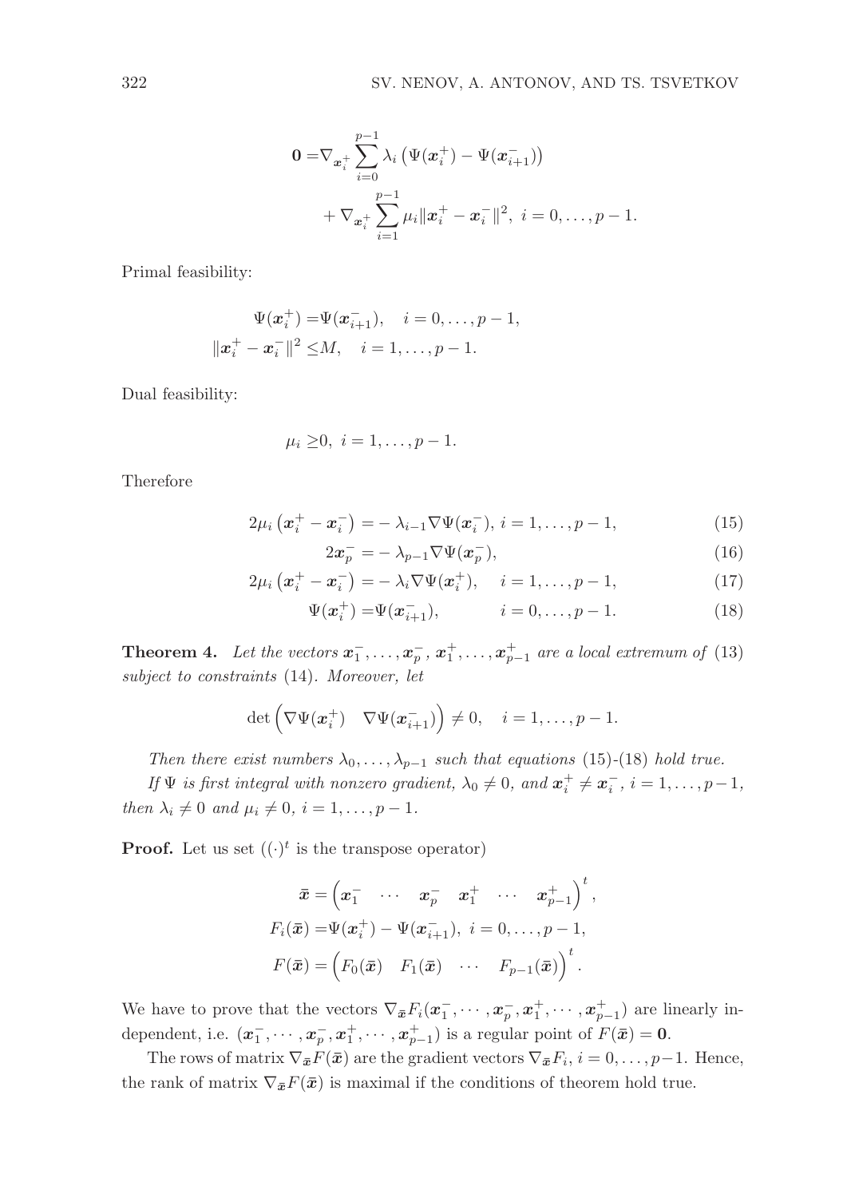$$
\begin{aligned}
\mathbf{0} =&\nabla_{\boldsymbol{x}_i^+} \sum_{i=0}^{p-1} \lambda_i \left(\Psi(\boldsymbol{x}_i^+) - \Psi(\boldsymbol{x}_{i+1}^-)\right) \\
&+ \nabla_{\boldsymbol{x}_i^+} \sum_{i=1}^{p-1} \mu_i \|\boldsymbol{x}_i^+ - \boldsymbol{x}_i^-\|^2,\ i = 0, \ldots, p-1.
\end{aligned}
$$

Primal feasibility:

$$
\begin{aligned}
\Psi(\boldsymbol{x}_i^+) =&\Psi(\boldsymbol{x}_{i+1}^-), \quad i = 0, \ldots, p-1, \\
\|\boldsymbol{x}_i^+ - \boldsymbol{x}_i^-\|^2 \leq& M, \quad i = 1, \ldots, p-1.
\end{aligned}
$$

Dual feasibility:

$$
\mu_i \geq 0,\ i = 1, \ldots, p-1.
$$

Therefore

$$
\begin{aligned}
2\mu_i \left(\boldsymbol{x}_i^+ - \boldsymbol{x}_i^-\right) =& -\lambda_{i-1} \nabla\Psi(\boldsymbol{x}_i^-),\ i = 1, \ldots, p-1, &(15)\\
2\boldsymbol{x}_p^- =& -\lambda_{p-1} \nabla\Psi(\boldsymbol{x}_p^-), &(16)\\
2\mu_i \left(\boldsymbol{x}_i^+ - \boldsymbol{x}_i^-\right) =& -\lambda_i \nabla\Psi(\boldsymbol{x}_i^+), \quad i = 1, \ldots, p-1, &(17)\\
\Psi(\boldsymbol{x}_i^+) =&\Psi(\boldsymbol{x}_{i+1}^-), \qquad\quad i = 0, \ldots, p-1. &(18)
\end{aligned}
$$

**Theorem 4.** *Let the vectors $\boldsymbol{x}_1^-, \ldots, \boldsymbol{x}_p^-$, $\boldsymbol{x}_1^+, \ldots, \boldsymbol{x}_{p-1}^+$ are a local extremum of* (13) *subject to constraints* (14). *Moreover, let*

$$
\det \begin{pmatrix} \nabla\Psi(\boldsymbol{x}_i^+) & \nabla\Psi(\boldsymbol{x}_{i+1}^-) \end{pmatrix} \neq 0, \quad i = 1, \ldots, p-1.
$$

*Then there exist numbers $\lambda_0, \ldots, \lambda_{p-1}$ such that equations* (15)-(18) *hold true.*

*If $\Psi$ is first integral with nonzero gradient, $\lambda_0 \neq 0$, and $\boldsymbol{x}_i^+ \neq \boldsymbol{x}_i^-$, $i = 1, \ldots, p-1$, then $\lambda_i \neq 0$ and $\mu_i \neq 0$, $i = 1, \ldots, p-1$.*

**Proof.** Let us set ($(\cdot)^t$ is the transpose operator)

$$
\begin{aligned}
\bar{\boldsymbol{x}} =& \begin{pmatrix} \boldsymbol{x}_1^- & \cdots & \boldsymbol{x}_p^- & \boldsymbol{x}_1^+ & \cdots & \boldsymbol{x}_{p-1}^+ \end{pmatrix}^t, \\
F_i(\bar{\boldsymbol{x}}) =&\Psi(\boldsymbol{x}_i^+) - \Psi(\boldsymbol{x}_{i+1}^-),\ i = 0, \ldots, p-1, \\
F(\bar{\boldsymbol{x}}) =& \begin{pmatrix} F_0(\bar{\boldsymbol{x}}) & F_1(\bar{\boldsymbol{x}}) & \cdots & F_{p-1}(\bar{\boldsymbol{x}}) \end{pmatrix}^t.
\end{aligned}
$$

We have to prove that the vectors $\nabla_{\bar{\boldsymbol{x}}} F_i(\boldsymbol{x}_1^-, \cdots, \boldsymbol{x}_p^-, \boldsymbol{x}_1^+, \cdots, \boldsymbol{x}_{p-1}^+)$ are linearly independent, i.e. $(\boldsymbol{x}_1^-, \cdots, \boldsymbol{x}_p^-, \boldsymbol{x}_1^+, \cdots, \boldsymbol{x}_{p-1}^+)$ is a regular point of $F(\bar{\boldsymbol{x}}) = \mathbf{0}$.

The rows of matrix $\nabla_{\bar{\boldsymbol{x}}} F(\bar{\boldsymbol{x}})$ are the gradient vectors $\nabla_{\bar{\boldsymbol{x}}} F_i$, $i = 0, \ldots, p-1$. Hence, the rank of matrix $\nabla_{\bar{\boldsymbol{x}}} F(\bar{\boldsymbol{x}})$ is maximal if the conditions of theorem hold true.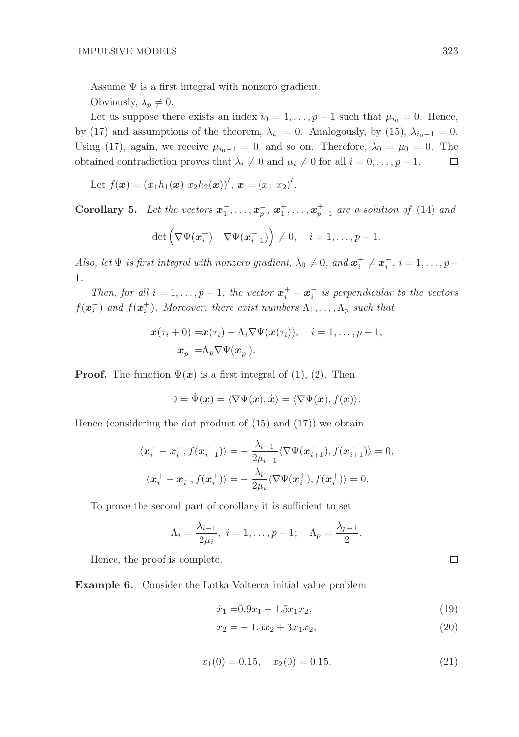Assume $\Psi$ is a first integral with nonzero gradient.

Obviously, $\lambda_p \neq 0$.

Let us suppose there exists an index $i_0 = 1, \ldots, p-1$ such that $\mu_{i_0} = 0$. Hence, by (17) and assumptions of the theorem, $\lambda_{i_0} = 0$. Analogously, by (15), $\lambda_{i_0 - 1} = 0$. Using (17), again, we receive $\mu_{i_0-1} = 0$, and so on. Therefore, $\lambda_0 = \mu_0 = 0$. The obtained contradiction proves that $\lambda_i \neq 0$ and $\mu_i \neq 0$ for all $i = 0, \ldots, p-1$. □

Let $f(\boldsymbol{x}) = (x_1 h_1(\boldsymbol{x}) \; x_2 h_2(\boldsymbol{x}))^t$, $\boldsymbol{x} = (x_1 \; x_2)^t$.

**Corollary 5.** *Let the vectors $\boldsymbol{x}_1^-, \ldots, \boldsymbol{x}_p^-$, $\boldsymbol{x}_1^+, \ldots, \boldsymbol{x}_{p-1}^+$ are a solution of* (14) *and*

$$\det \begin{pmatrix} \nabla\Psi(\boldsymbol{x}_i^+) & \nabla\Psi(\boldsymbol{x}_{i+1}^-) \end{pmatrix} \neq 0, \quad i = 1, \ldots, p-1.$$

*Also, let $\Psi$ is first integral with nonzero gradient, $\lambda_0 \neq 0$, and $\boldsymbol{x}_i^+ \neq \boldsymbol{x}_i^-$, $i = 1, \ldots, p-1$.*

*Then, for all $i = 1, \ldots, p-1$, the vector $\boldsymbol{x}_i^+ - \boldsymbol{x}_i^-$ is perpendicular to the vectors $f(\boldsymbol{x}_i^-)$ and $f(\boldsymbol{x}_i^+)$. Moreover, there exist numbers $\Lambda_1, \ldots, \Lambda_p$ such that*

$$\begin{aligned} \boldsymbol{x}(\tau_i + 0) &= \boldsymbol{x}(\tau_i) + \Lambda_i \nabla\Psi(\boldsymbol{x}(\tau_i)), \quad i = 1, \ldots, p-1, \\ \boldsymbol{x}_p^- &= \Lambda_p \nabla\Psi(\boldsymbol{x}_p^-). \end{aligned}$$

**Proof.** The function $\Psi(\boldsymbol{x})$ is a first integral of (1), (2). Then

$$0 = \dot{\Psi}(\boldsymbol{x}) = \langle \nabla\Psi(\boldsymbol{x}), \dot{\boldsymbol{x}} \rangle = \langle \nabla\Psi(\boldsymbol{x}), f(\boldsymbol{x}) \rangle.$$

Hence (considering the dot product of (15) and (17)) we obtain

$$\begin{aligned} \langle \boldsymbol{x}_i^+ - \boldsymbol{x}_i^-, f(\boldsymbol{x}_{i+1}^-) \rangle &= -\frac{\lambda_{i-1}}{2\mu_{i-1}} \langle \nabla\Psi(\boldsymbol{x}_{i+1}^-), f(\boldsymbol{x}_{i+1}^-) \rangle = 0, \\ \langle \boldsymbol{x}_i^+ - \boldsymbol{x}_i^-, f(\boldsymbol{x}_i^+) \rangle &= -\frac{\lambda_i}{2\mu_i} \langle \nabla\Psi(\boldsymbol{x}_i^+), f(\boldsymbol{x}_i^+) \rangle = 0. \end{aligned}$$

To prove the second part of corollary it is sufficient to set

$$\Lambda_i = \frac{\lambda_{i-1}}{2\mu_i}, \; i = 1, \ldots, p-1; \quad \Lambda_p = \frac{\lambda_{p-1}}{2}.$$

Hence, the proof is complete. □

**Example 6.** Consider the Lotka-Volterra initial value problem

$$\dot{x}_1 = 0.9x_1 - 1.5x_1x_2, \tag{19}$$

$$\dot{x}_2 = -1.5x_2 + 3x_1x_2, \tag{20}$$

$$x_1(0) = 0.15, \quad x_2(0) = 0.15. \tag{21}$$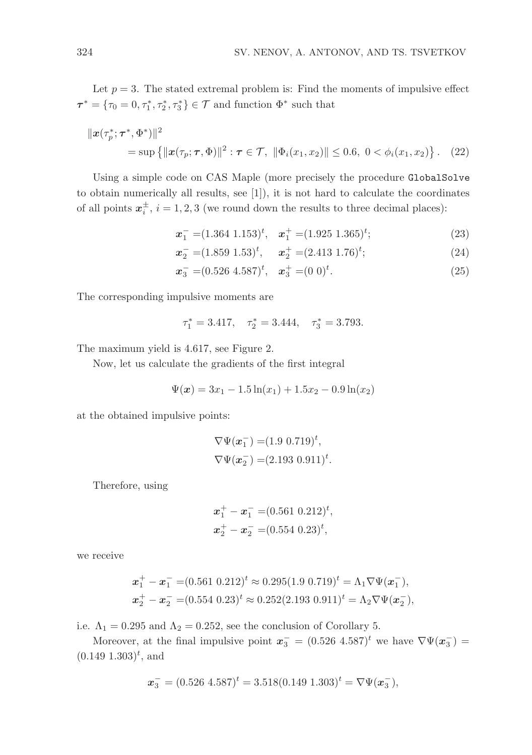Let $p = 3$. The stated extremal problem is: Find the moments of impulsive effect $\boldsymbol{\tau}^* = \{\tau_0 = 0, \tau_1^*, \tau_2^*, \tau_3^*\} \in \mathcal{T}$ and function $\Phi^*$ such that

$$\|\boldsymbol{x}(\tau_p^*; \boldsymbol{\tau}^*, \Phi^*)\|^2 = \sup\left\{\|\boldsymbol{x}(\tau_p; \boldsymbol{\tau}, \Phi)\|^2 : \boldsymbol{\tau} \in \mathcal{T},\ \|\Phi_i(x_1, x_2)\| \leq 0.6,\ 0 < \phi_i(x_1, x_2)\right\}. \quad (22)$$

Using a simple code on CAS Maple (more precisely the procedure `GlobalSolve` to obtain numerically all results, see [1]), it is not hard to calculate the coordinates of all points $\boldsymbol{x}_i^{\pm}$, $i = 1, 2, 3$ (we round down the results to three decimal places):

$$\boldsymbol{x}_1^- = (1.364\ 1.153)^t, \quad \boldsymbol{x}_1^+ = (1.925\ 1.365)^t; \quad (23)$$

$$\boldsymbol{x}_2^- = (1.859\ 1.53)^t, \quad \boldsymbol{x}_2^+ = (2.413\ 1.76)^t; \quad (24)$$

$$\boldsymbol{x}_3^- = (0.526\ 4.587)^t, \quad \boldsymbol{x}_3^+ = (0\ 0)^t. \quad (25)$$

The corresponding impulsive moments are

$$\tau_1^* = 3.417, \quad \tau_2^* = 3.444, \quad \tau_3^* = 3.793.$$

The maximum yield is 4.617, see Figure 2.

Now, let us calculate the gradients of the first integral

$$\Psi(\boldsymbol{x}) = 3x_1 - 1.5\ln(x_1) + 1.5x_2 - 0.9\ln(x_2)$$

at the obtained impulsive points:

$$\nabla\Psi(\boldsymbol{x}_1^-) = (1.9\ 0.719)^t,$$
$$\nabla\Psi(\boldsymbol{x}_2^-) = (2.193\ 0.911)^t.$$

Therefore, using

$$\boldsymbol{x}_1^+ - \boldsymbol{x}_1^- = (0.561\ 0.212)^t,$$
$$\boldsymbol{x}_2^+ - \boldsymbol{x}_2^- = (0.554\ 0.23)^t,$$

we receive

$$\boldsymbol{x}_1^+ - \boldsymbol{x}_1^- = (0.561\ 0.212)^t \approx 0.295(1.9\ 0.719)^t = \Lambda_1\nabla\Psi(\boldsymbol{x}_1^-),$$
$$\boldsymbol{x}_2^+ - \boldsymbol{x}_2^- = (0.554\ 0.23)^t \approx 0.252(2.193\ 0.911)^t = \Lambda_2\nabla\Psi(\boldsymbol{x}_2^-),$$

i.e. $\Lambda_1 = 0.295$ and $\Lambda_2 = 0.252$, see the conclusion of Corollary 5.

Moreover, at the final impulsive point $\boldsymbol{x}_3^- = (0.526\ 4.587)^t$ we have $\nabla\Psi(\boldsymbol{x}_3^-) = (0.149\ 1.303)^t$, and

$$\boldsymbol{x}_3^- = (0.526\ 4.587)^t = 3.518(0.149\ 1.303)^t = \nabla\Psi(\boldsymbol{x}_3^-),$$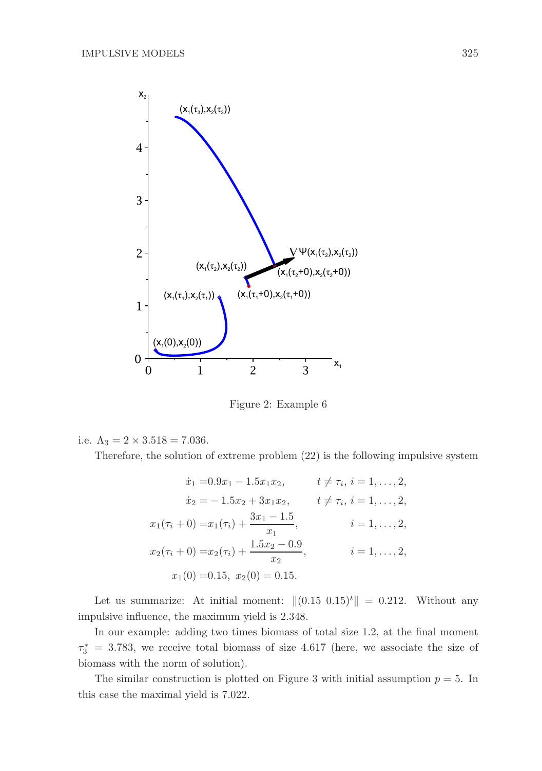Figure 2: Example 6

i.e. $\Lambda_3 = 2 \times 3.518 = 7.036$.

Therefore, the solution of extreme problem (22) is the following impulsive system

$$
\begin{aligned}
\dot{x}_1 &= 0.9x_1 - 1.5x_1x_2, \qquad & t \neq \tau_i,\ i = 1, \ldots, 2,\\
\dot{x}_2 &= -1.5x_2 + 3x_1x_2, \qquad & t \neq \tau_i,\ i = 1, \ldots, 2,\\
x_1(\tau_i + 0) &= x_1(\tau_i) + \frac{3x_1 - 1.5}{x_1}, & i = 1, \ldots, 2,\\
x_2(\tau_i + 0) &= x_2(\tau_i) + \frac{1.5x_2 - 0.9}{x_2}, & i = 1, \ldots, 2,\\
x_1(0) &= 0.15,\ x_2(0) = 0.15.
\end{aligned}
$$

Let us summarize: At initial moment: $\|(0.15\ 0.15)^t\| = 0.212$. Without any impulsive influence, the maximum yield is 2.348.

In our example: adding two times biomass of total size 1.2, at the final moment $\tau_3^* = 3.783$, we receive total biomass of size 4.617 (here, we associate the size of biomass with the norm of solution).

The similar construction is plotted on Figure 3 with initial assumption $p = 5$. In this case the maximal yield is 7.022.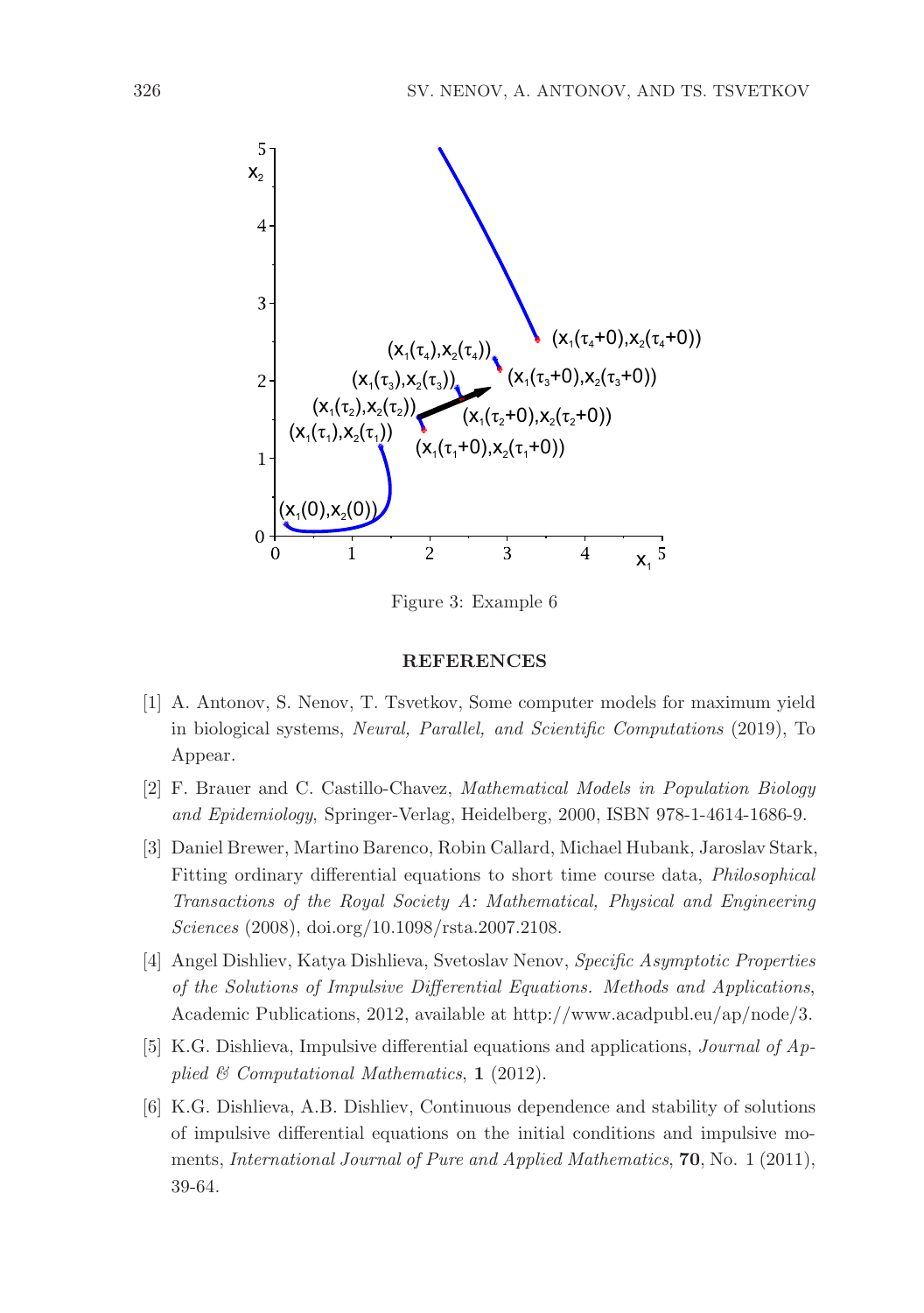Figure 3: Example 6

## REFERENCES

[1] A. Antonov, S. Nenov, T. Tsvetkov, Some computer models for maximum yield in biological systems, *Neural, Parallel, and Scientific Computations* (2019), To Appear.

[2] F. Brauer and C. Castillo-Chavez, *Mathematical Models in Population Biology and Epidemiology*, Springer-Verlag, Heidelberg, 2000, ISBN 978-1-4614-1686-9.

[3] Daniel Brewer, Martino Barenco, Robin Callard, Michael Hubank, Jaroslav Stark, Fitting ordinary differential equations to short time course data, *Philosophical Transactions of the Royal Society A: Mathematical, Physical and Engineering Sciences* (2008), doi.org/10.1098/rsta.2007.2108.

[4] Angel Dishliev, Katya Dishlieva, Svetoslav Nenov, *Specific Asymptotic Properties of the Solutions of Impulsive Differential Equations. Methods and Applications*, Academic Publications, 2012, available at http://www.acadpubl.eu/ap/node/3.

[5] K.G. Dishlieva, Impulsive differential equations and applications, *Journal of Applied & Computational Mathematics*, **1** (2012).

[6] K.G. Dishlieva, A.B. Dishliev, Continuous dependence and stability of solutions of impulsive differential equations on the initial conditions and impulsive moments, *International Journal of Pure and Applied Mathematics*, **70**, No. 1 (2011), 39-64.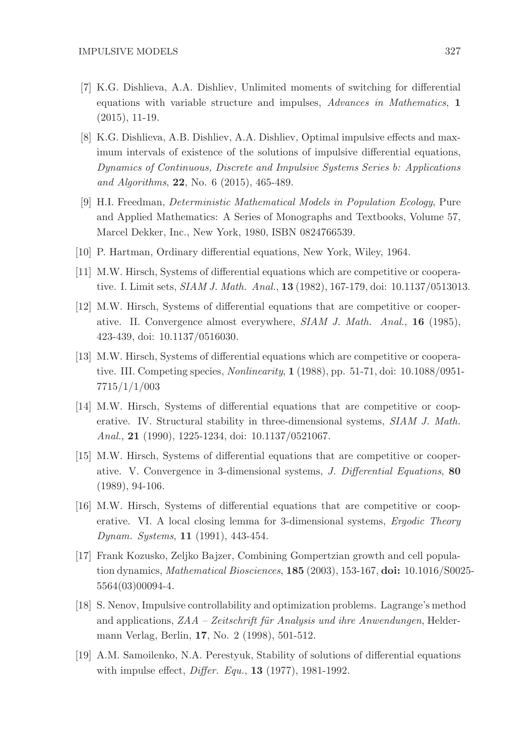[7] K.G. Dishlieva, A.A. Dishliev, Unlimited moments of switching for differential equations with variable structure and impulses, *Advances in Mathematics*, **1** (2015), 11-19.

[8] K.G. Dishlieva, A.B. Dishliev, A.A. Dishliev, Optimal impulsive effects and maximum intervals of existence of the solutions of impulsive differential equations, *Dynamics of Continuous, Discrete and Impulsive Systems Series b: Applications and Algorithms*, **22**, No. 6 (2015), 465-489.

[9] H.I. Freedman, *Deterministic Mathematical Models in Population Ecology*, Pure and Applied Mathematics: A Series of Monographs and Textbooks, Volume 57, Marcel Dekker, Inc., New York, 1980, ISBN 0824766539.

[10] P. Hartman, Ordinary differential equations, New York, Wiley, 1964.

[11] M.W. Hirsch, Systems of differential equations which are competitive or cooperative. I. Limit sets, *SIAM J. Math. Anal.*, **13** (1982), 167-179, doi: 10.1137/0513013.

[12] M.W. Hirsch, Systems of differential equations that are competitive or cooperative. II. Convergence almost everywhere, *SIAM J. Math. Anal.*, **16** (1985), 423-439, doi: 10.1137/0516030.

[13] M.W. Hirsch, Systems of differential equations which are competitive or cooperative. III. Competing species, *Nonlinearity*, **1** (1988), pp. 51-71, doi: 10.1088/0951-7715/1/1/003

[14] M.W. Hirsch, Systems of differential equations that are competitive or cooperative. IV. Structural stability in three-dimensional systems, *SIAM J. Math. Anal.*, **21** (1990), 1225-1234, doi: 10.1137/0521067.

[15] M.W. Hirsch, Systems of differential equations that are competitive or cooperative. V. Convergence in 3-dimensional systems, *J. Differential Equations*, **80** (1989), 94-106.

[16] M.W. Hirsch, Systems of differential equations that are competitive or cooperative. VI. A local closing lemma for 3-dimensional systems, *Ergodic Theory Dynam. Systems*, **11** (1991), 443-454.

[17] Frank Kozusko, Zeljko Bajzer, Combining Gompertzian growth and cell population dynamics, *Mathematical Biosciences*, **185** (2003), 153-167, **doi:** 10.1016/S0025-5564(03)00094-4.

[18] S. Nenov, Impulsive controllability and optimization problems. Lagrange's method and applications, *ZAA – Zeitschrift für Analysis und ihre Anwendungen*, Heldermann Verlag, Berlin, **17**, No. 2 (1998), 501-512.

[19] A.M. Samoilenko, N.A. Perestyuk, Stability of solutions of differential equations with impulse effect, *Differ. Equ.*, **13** (1977), 1981-1992.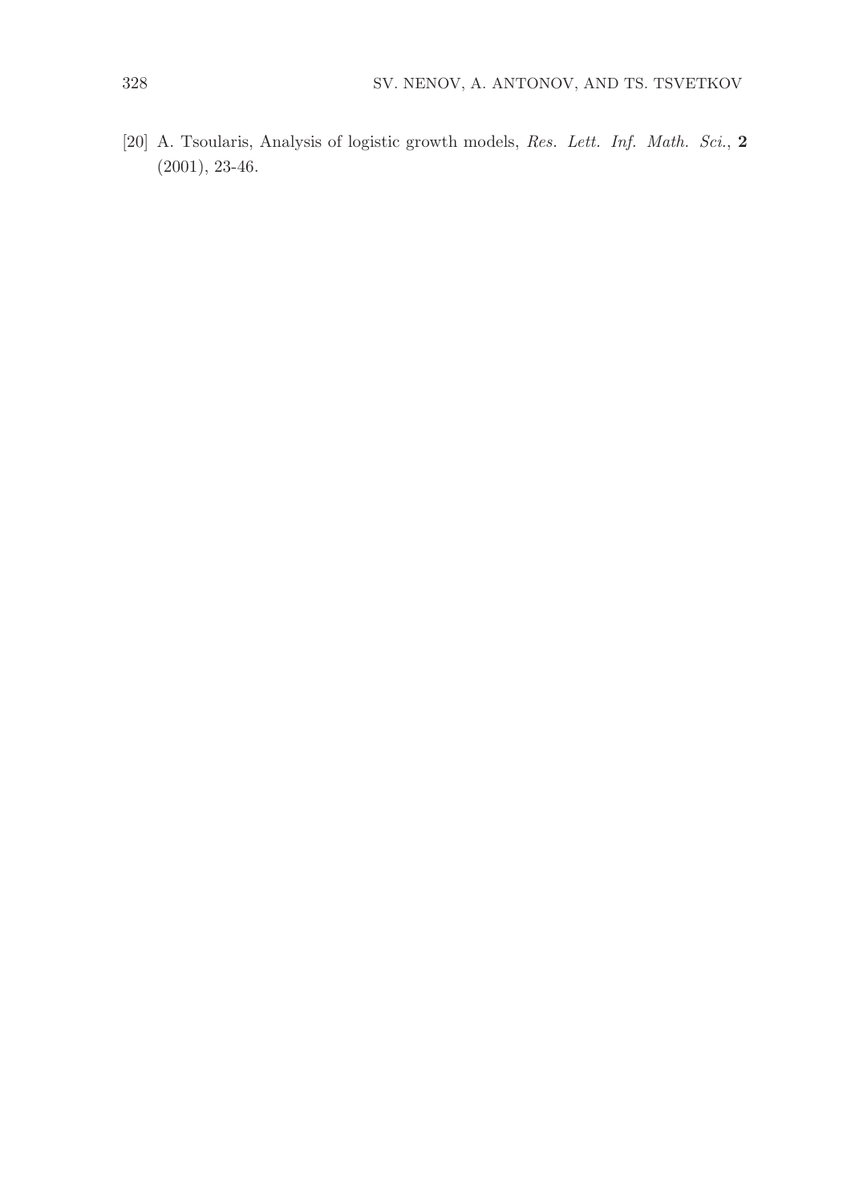[20] A. Tsoularis, Analysis of logistic growth models, *Res. Lett. Inf. Math. Sci.*, **2** (2001), 23-46.